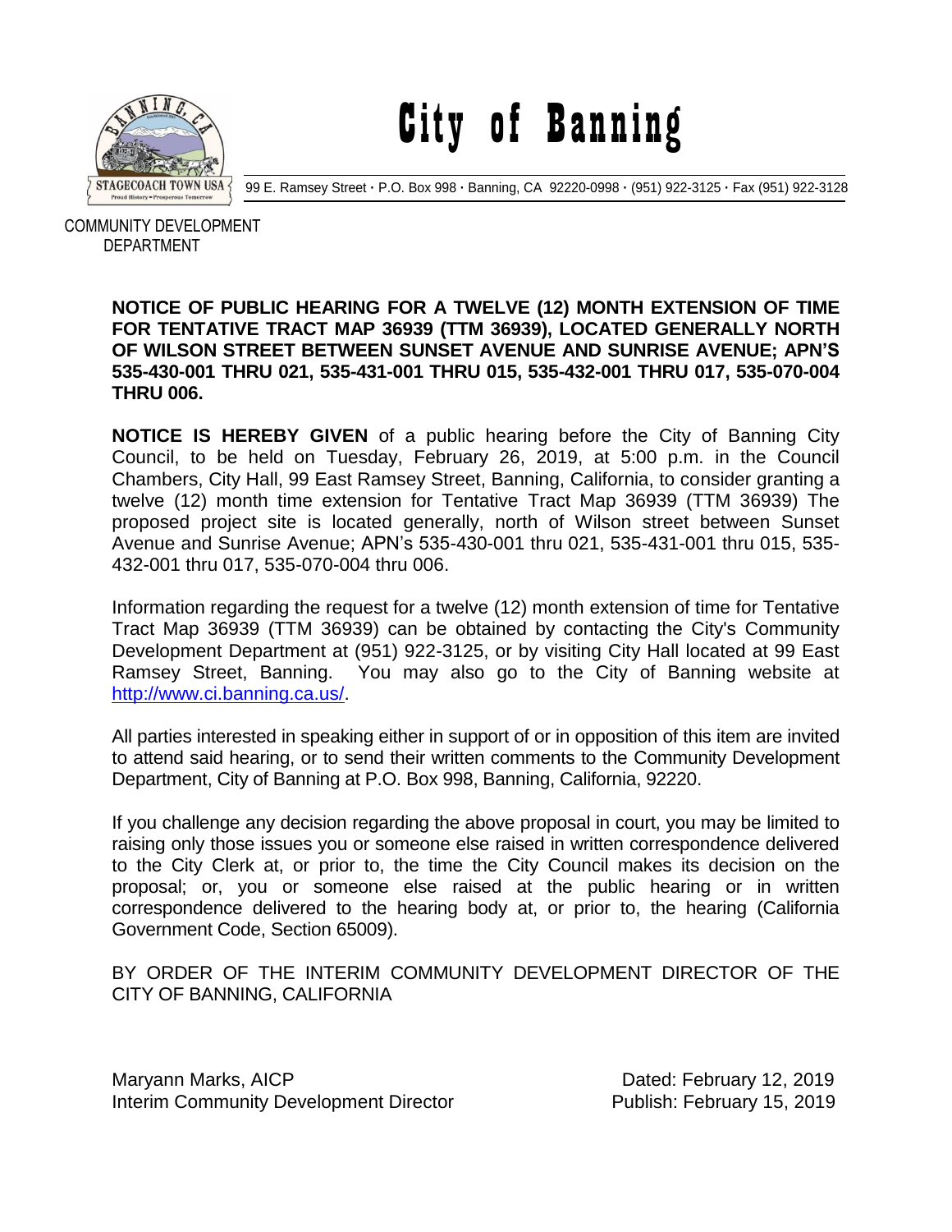# City of Banning

99 E. Ramsey Street · P.O. Box 998 · Banning, CA 92220-0998 · (951) 922-3125 · Fax (951) 922-3128

COMMUNITY DEVELOPMENT DEPARTMENT

**NOTICE OF PUBLIC HEARING FOR A TWELVE (12) MONTH EXTENSION OF TIME FOR TENTATIVE TRACT MAP 36939 (TTM 36939), LOCATED GENERALLY NORTH OF WILSON STREET BETWEEN SUNSET AVENUE AND SUNRISE AVENUE; APN'S 535-430-001 THRU 021, 535-431-001 THRU 015, 535-432-001 THRU 017, 535-070-004 THRU 006.**

**NOTICE IS HEREBY GIVEN** of a public hearing before the City of Banning City Council, to be held on Tuesday, February 26, 2019, at 5:00 p.m. in the Council Chambers, City Hall, 99 East Ramsey Street, Banning, California, to consider granting a twelve (12) month time extension for Tentative Tract Map 36939 (TTM 36939) The proposed project site is located generally, north of Wilson street between Sunset Avenue and Sunrise Avenue; APN's 535-430-001 thru 021, 535-431-001 thru 015, 535-432-001 thru 017, 535-070-004 thru 006.

Information regarding the request for a twelve (12) month extension of time for Tentative Tract Map 36939 (TTM 36939) can be obtained by contacting the City's Community Development Department at (951) 922-3125, or by visiting City Hall located at 99 East Ramsey Street, Banning. You may also go to the City of Banning website at http://www.ci.banning.ca.us/.

All parties interested in speaking either in support of or in opposition of this item are invited to attend said hearing, or to send their written comments to the Community Development Department, City of Banning at P.O. Box 998, Banning, California, 92220.

If you challenge any decision regarding the above proposal in court, you may be limited to raising only those issues you or someone else raised in written correspondence delivered to the City Clerk at, or prior to, the time the City Council makes its decision on the proposal; or, you or someone else raised at the public hearing or in written correspondence delivered to the hearing body at, or prior to, the hearing (California Government Code, Section 65009).

BY ORDER OF THE INTERIM COMMUNITY DEVELOPMENT DIRECTOR OF THE CITY OF BANNING, CALIFORNIA

Maryann Marks, AICP
Interim Community Development Director

Dated: February 12, 2019
Publish: February 15, 2019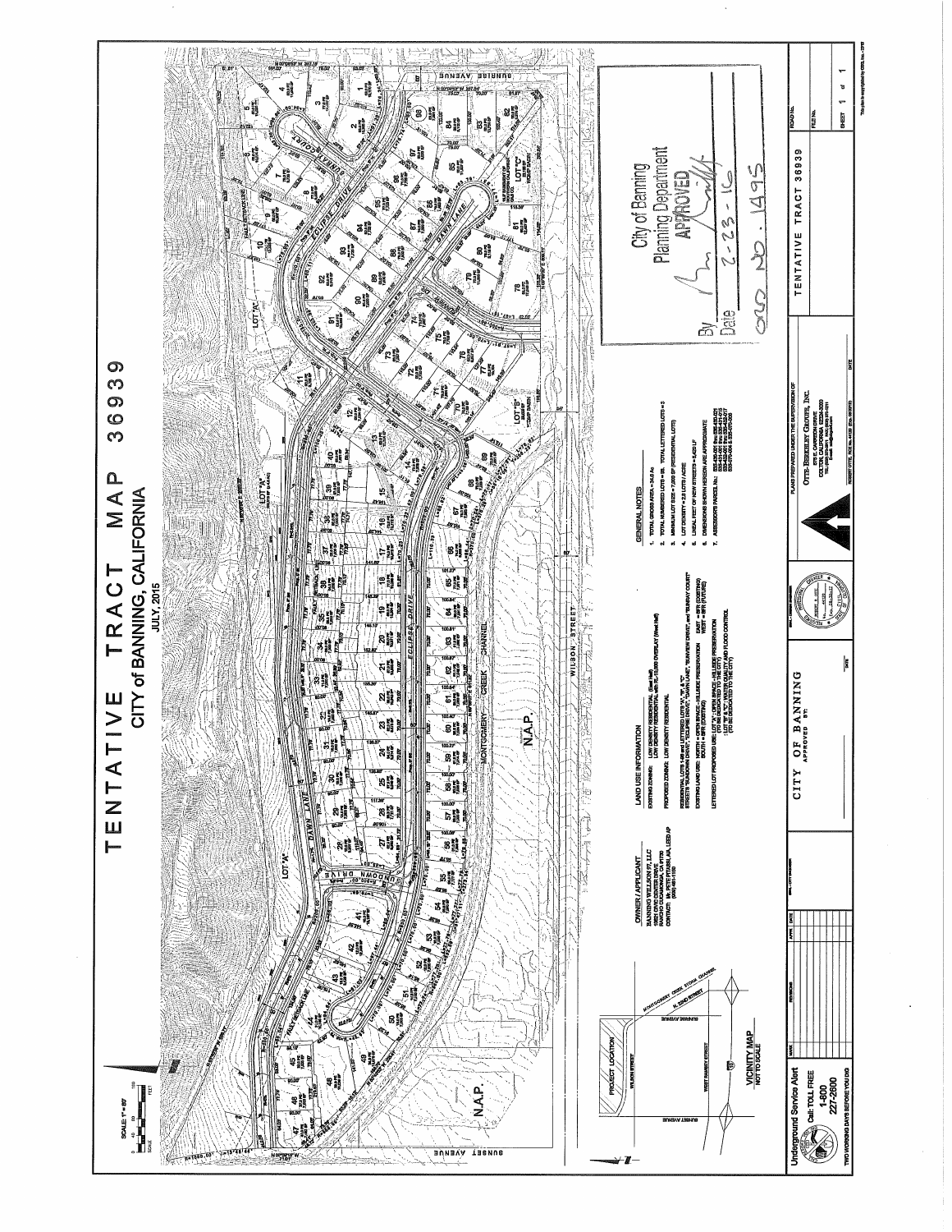# TENTATIVE TRACT MAP 36939

## CITY of BANNING, CALIFORNIA

JULY, 2015

SCALE: 1" = 80'

City of Banning
Planning Department
APPROVED

By

Date 2-23-16

ORD NO. 1495

**OWNER / APPLICANT**

BANNING WILLSON 97, LLC
10850 CIVIC CENTER DRIVE
RANCHO CUCAMONGA, CA 91730
CONTACT: M. PETE PITASSI, AIA, LEED AP
(909) 481-1150

**LAND USE INFORMATION**

EXISTING ZONING: LOW DENSITY RESIDENTIAL (East Half)
LOW DENSITY RESIDENTIAL with RL-10,000 OVERLAY (West Half)

PROPOSED ZONING: LOW DENSITY RESIDENTIAL

RESIDENTIAL LOTS 1-98 and LETTERED LOTS "A", "B", & "C"
STREETS "SUNDOWN DRIVE", "ECLIPSE DRIVE", "DAWN LANE", "SUNVIEW DRIVE", and "SUNRAY COURT"

EXISTING LAND USE: NORTH = OPEN SPACE - HILLSIDE PRESERVATION EAST = SFR (EXISTING)
SOUTH = SFR (EXISTING) WEST = SFR (FUTURE)

LETTERED LOT PROPOSED USE: "A" OPEN SPACE - HILLSIDE PRESERVATION
(TO BE DEDICATED TO THE CITY)
LOT "B" & "C": WATER QUALITY AND FLOOD CONTROL
(TO BE DEDICATED TO THE CITY)

**GENERAL NOTES**

1. TOTAL GROSS AREA = 34.8 Ac
2. TOTAL NUMBERED LOTS = 98, TOTAL LETTERED LOTS = 3
3. MINIMUM LOT SIZE = 7,000 SF (RESIDENTIAL LOTS)
4. LOT DENSITY = 2.8 LOTS / ACRE
5. LINEAL FEET OF NEW STREETS = 5,420 LF
6. DIMENSIONS SHOWN HEREON ARE APPROXIMATE
7. ASSESSOR'S PARCEL No: 533-430-001 thru 533-430-021
533-431-001 thru 533-431-015
533-432-001 thru 533-432-007
533-470-004 & 533-470-005

**VICINITY MAP**
NOT TO SCALE

PROJECT LOCATION
WILSON STREET
SUNSET AVENUE
SUNRISE AVENUE
MONTGOMERY CREEK STORM CHANNEL
N. 22ND STREET
WEST RAMSEY STREET

SUNRISE AVENUE
SUNSET AVENUE
WILSON STREET
ECLIPSE DRIVE
DAWN LANE
SUNDOWN DRIVE
SUNRAY COURT
SUNVIEW DRIVE
MONTGOMERY CREEK CHANNEL
LOT "A"
LOT "B"
LOT "C"
N.A.P.

**Underground Service Alert**
Call: TOLL FREE
1-800
227-2600
TWO WORKING DAYS BEFORE YOU DIG

CITY OF BANNING
APPROVED BY:

PLANS PREPARED UNDER THE SUPERVISION OF
OTIS-BERKELEY GROUP, INC.
COLTON, CALIFORNIA

TENTATIVE TRACT 36939

SHEET 1 of 1